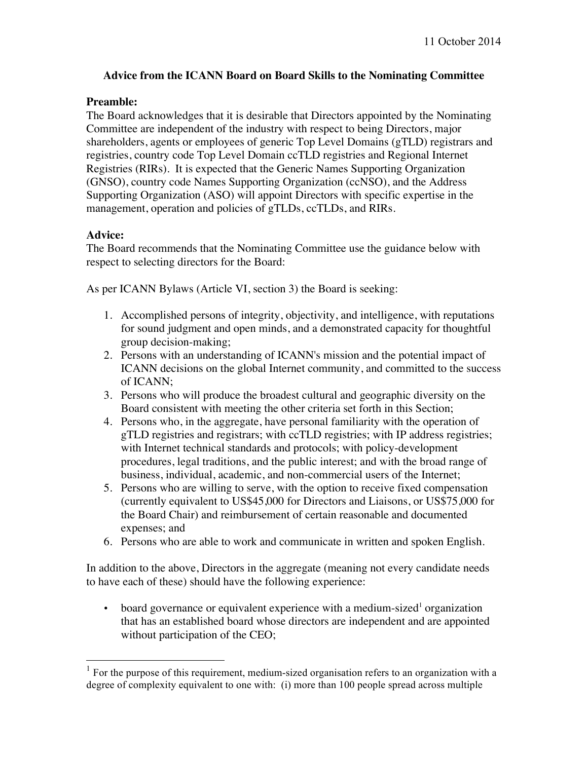11 October 2014

**Advice from the ICANN Board on Board Skills to the Nominating Committee**

**Preamble:**

The Board acknowledges that it is desirable that Directors appointed by the Nominating Committee are independent of the industry with respect to being Directors, major shareholders, agents or employees of generic Top Level Domains (gTLD) registrars and registries, country code Top Level Domain ccTLD registries and Regional Internet Registries (RIRs). It is expected that the Generic Names Supporting Organization (GNSO), country code Names Supporting Organization (ccNSO), and the Address Supporting Organization (ASO) will appoint Directors with specific expertise in the management, operation and policies of gTLDs, ccTLDs, and RIRs.

**Advice:**

The Board recommends that the Nominating Committee use the guidance below with respect to selecting directors for the Board:

As per ICANN Bylaws (Article VI, section 3) the Board is seeking:

1. Accomplished persons of integrity, objectivity, and intelligence, with reputations for sound judgment and open minds, and a demonstrated capacity for thoughtful group decision-making;
2. Persons with an understanding of ICANN's mission and the potential impact of ICANN decisions on the global Internet community, and committed to the success of ICANN;
3. Persons who will produce the broadest cultural and geographic diversity on the Board consistent with meeting the other criteria set forth in this Section;
4. Persons who, in the aggregate, have personal familiarity with the operation of gTLD registries and registrars; with ccTLD registries; with IP address registries; with Internet technical standards and protocols; with policy-development procedures, legal traditions, and the public interest; and with the broad range of business, individual, academic, and non-commercial users of the Internet;
5. Persons who are willing to serve, with the option to receive fixed compensation (currently equivalent to US$45,000 for Directors and Liaisons, or US$75,000 for the Board Chair) and reimbursement of certain reasonable and documented expenses; and
6. Persons who are able to work and communicate in written and spoken English.

In addition to the above, Directors in the aggregate (meaning not every candidate needs to have each of these) should have the following experience:

- board governance or equivalent experience with a medium-sized[1] organization that has an established board whose directors are independent and are appointed without participation of the CEO;

[1] For the purpose of this requirement, medium-sized organisation refers to an organization with a degree of complexity equivalent to one with: (i) more than 100 people spread across multiple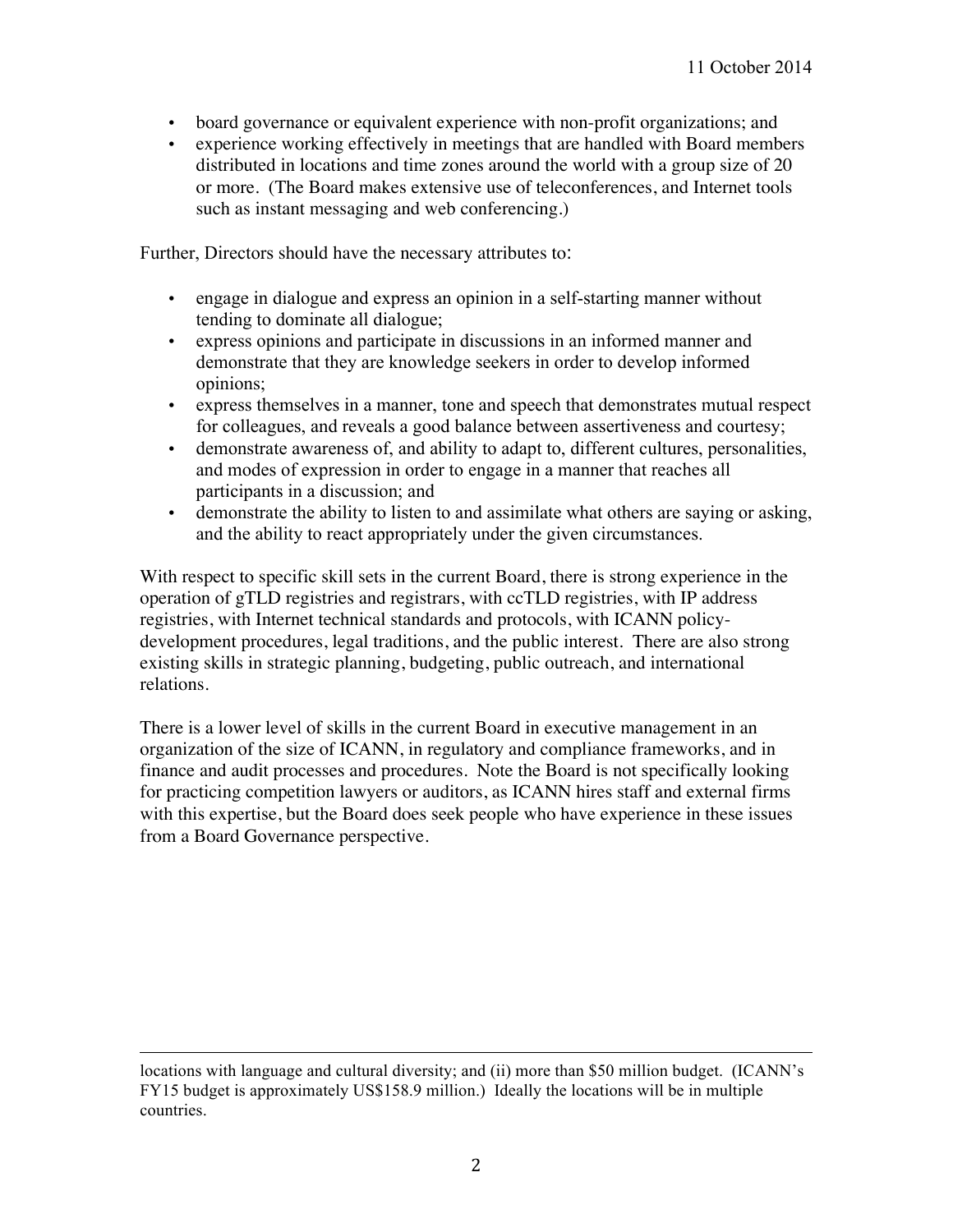- board governance or equivalent experience with non-profit organizations; and
- experience working effectively in meetings that are handled with Board members distributed in locations and time zones around the world with a group size of 20 or more. (The Board makes extensive use of teleconferences, and Internet tools such as instant messaging and web conferencing.)

Further, Directors should have the necessary attributes to:

- engage in dialogue and express an opinion in a self-starting manner without tending to dominate all dialogue;
- express opinions and participate in discussions in an informed manner and demonstrate that they are knowledge seekers in order to develop informed opinions;
- express themselves in a manner, tone and speech that demonstrates mutual respect for colleagues, and reveals a good balance between assertiveness and courtesy;
- demonstrate awareness of, and ability to adapt to, different cultures, personalities, and modes of expression in order to engage in a manner that reaches all participants in a discussion; and
- demonstrate the ability to listen to and assimilate what others are saying or asking, and the ability to react appropriately under the given circumstances.

With respect to specific skill sets in the current Board, there is strong experience in the operation of gTLD registries and registrars, with ccTLD registries, with IP address registries, with Internet technical standards and protocols, with ICANN policy-development procedures, legal traditions, and the public interest. There are also strong existing skills in strategic planning, budgeting, public outreach, and international relations.

There is a lower level of skills in the current Board in executive management in an organization of the size of ICANN, in regulatory and compliance frameworks, and in finance and audit processes and procedures. Note the Board is not specifically looking for practicing competition lawyers or auditors, as ICANN hires staff and external firms with this expertise, but the Board does seek people who have experience in these issues from a Board Governance perspective.

---

locations with language and cultural diversity; and (ii) more than $50 million budget. (ICANN's FY15 budget is approximately US$158.9 million.) Ideally the locations will be in multiple countries.